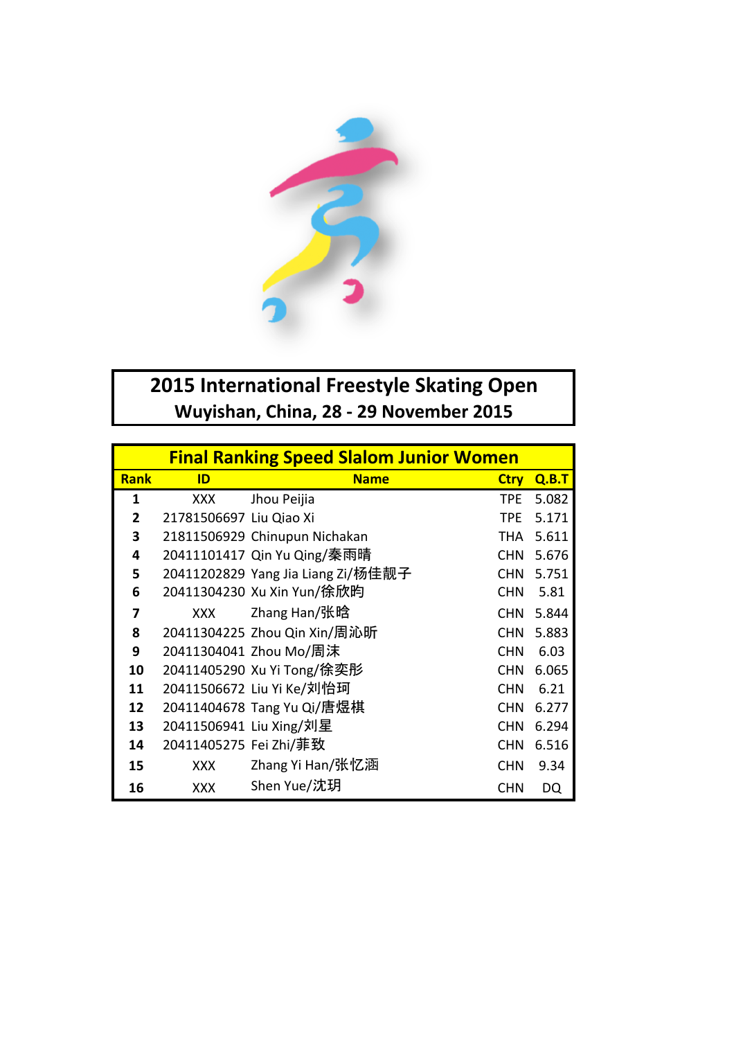# 2015 International Freestyle Skating Open

## Wuyishan, China, 28 - 29 November 2015

| Final Ranking Speed Slalom Junior Women | | | | |
|---|---|---|---|---|
| **Rank** | **ID** | **Name** | **Ctry** | **Q.B.T** |
| 1 | XXX | Jhou Peijia | TPE | 5.082 |
| 2 | 21781506697 | Liu Qiao Xi | TPE | 5.171 |
| 3 | 21811506929 | Chinupun Nichakan | THA | 5.611 |
| 4 | 20411101417 | Qin Yu Qing/秦雨晴 | CHN | 5.676 |
| 5 | 20411202829 | Yang Jia Liang Zi/杨佳靓子 | CHN | 5.751 |
| 6 | 20411304230 | Xu Xin Yun/徐欣昀 | CHN | 5.81 |
| 7 | XXX | Zhang Han/张晗 | CHN | 5.844 |
| 8 | 20411304225 | Zhou Qin Xin/周沁昕 | CHN | 5.883 |
| 9 | 20411304041 | Zhou Mo/周沫 | CHN | 6.03 |
| 10 | 20411405290 | Xu Yi Tong/徐奕彤 | CHN | 6.065 |
| 11 | 20411506672 | Liu Yi Ke/刘怡珂 | CHN | 6.21 |
| 12 | 20411404678 | Tang Yu Qi/唐煜棋 | CHN | 6.277 |
| 13 | 20411506941 | Liu Xing/刘星 | CHN | 6.294 |
| 14 | 20411405275 | Fei Zhi/菲致 | CHN | 6.516 |
| 15 | XXX | Zhang Yi Han/张忆涵 | CHN | 9.34 |
| 16 | XXX | Shen Yue/沈玥 | CHN | DQ |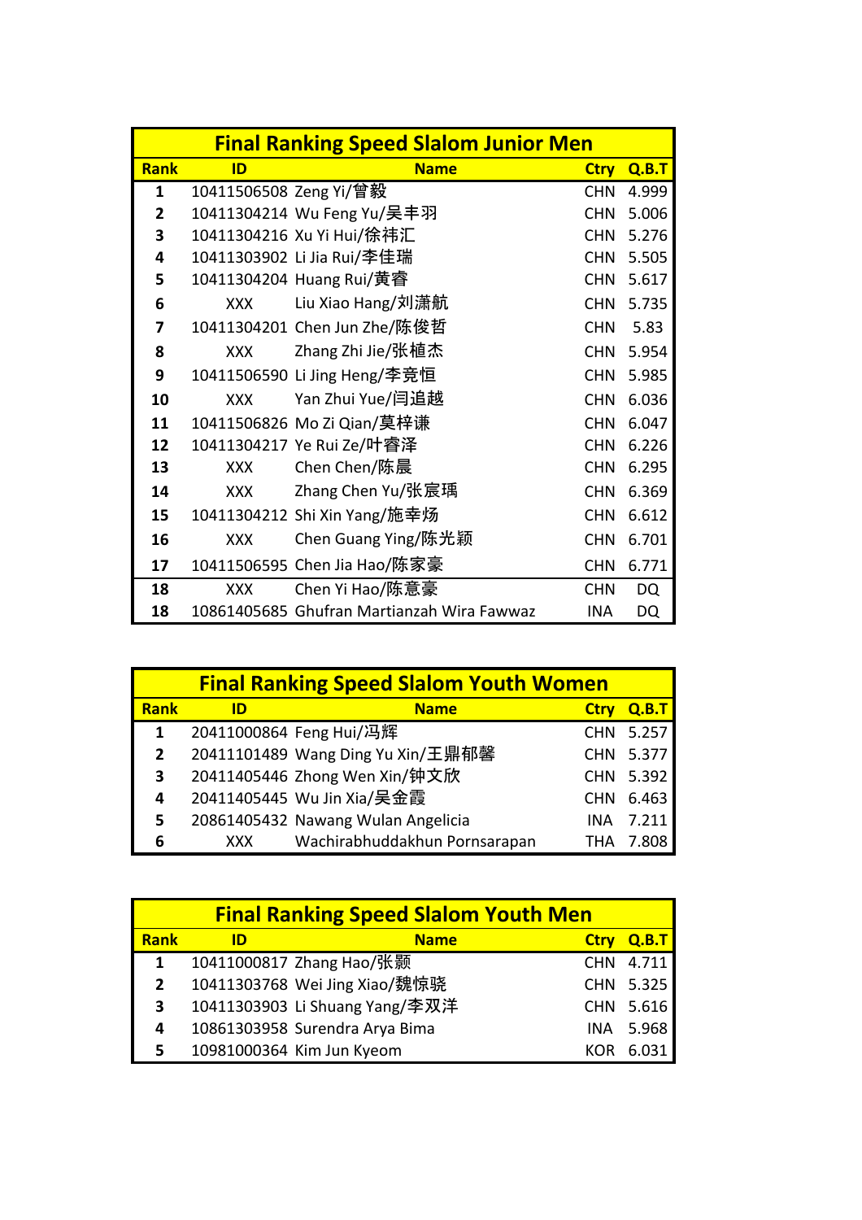| Final Ranking Speed Slalom Junior Men | | | | |
|---|---|---|---|---|
| **Rank** | **ID** | **Name** | **Ctry** | **Q.B.T** |
| 1 | 10411506508 | Zeng Yi/曾毅 | CHN | 4.999 |
| 2 | 10411304214 | Wu Feng Yu/吴丰羽 | CHN | 5.006 |
| 3 | 10411304216 | Xu Yi Hui/徐祎汇 | CHN | 5.276 |
| 4 | 10411303902 | Li Jia Rui/李佳瑞 | CHN | 5.505 |
| 5 | 10411304204 | Huang Rui/黄睿 | CHN | 5.617 |
| 6 | XXX | Liu Xiao Hang/刘潇航 | CHN | 5.735 |
| 7 | 10411304201 | Chen Jun Zhe/陈俊哲 | CHN | 5.83 |
| 8 | XXX | Zhang Zhi Jie/张植杰 | CHN | 5.954 |
| 9 | 10411506590 | Li Jing Heng/李竞恒 | CHN | 5.985 |
| 10 | XXX | Yan Zhui Yue/闫追越 | CHN | 6.036 |
| 11 | 10411506826 | Mo Zi Qian/莫梓谦 | CHN | 6.047 |
| 12 | 10411304217 | Ye Rui Ze/叶睿泽 | CHN | 6.226 |
| 13 | XXX | Chen Chen/陈晨 | CHN | 6.295 |
| 14 | XXX | Zhang Chen Yu/张宸瑀 | CHN | 6.369 |
| 15 | 10411304212 | Shi Xin Yang/施幸炀 | CHN | 6.612 |
| 16 | XXX | Chen Guang Ying/陈光颖 | CHN | 6.701 |
| 17 | 10411506595 | Chen Jia Hao/陈家豪 | CHN | 6.771 |
| 18 | XXX | Chen Yi Hao/陈意豪 | CHN | DQ |
| 18 | 10861405685 | Ghufran Martianzah Wira Fawwaz | INA | DQ |

| Final Ranking Speed Slalom Youth Women | | | | |
|---|---|---|---|---|
| **Rank** | **ID** | **Name** | **Ctry** | **Q.B.T** |
| 1 | 20411000864 | Feng Hui/冯辉 | CHN | 5.257 |
| 2 | 20411101489 | Wang Ding Yu Xin/王鼎郁馨 | CHN | 5.377 |
| 3 | 20411405446 | Zhong Wen Xin/钟文欣 | CHN | 5.392 |
| 4 | 20411405445 | Wu Jin Xia/吴金霞 | CHN | 6.463 |
| 5 | 20861405432 | Nawang Wulan Angelicia | INA | 7.211 |
| 6 | XXX | Wachirabhuddakhun Pornsarapan | THA | 7.808 |

| Final Ranking Speed Slalom Youth Men | | | | |
|---|---|---|---|---|
| **Rank** | **ID** | **Name** | **Ctry** | **Q.B.T** |
| 1 | 10411000817 | Zhang Hao/张颢 | CHN | 4.711 |
| 2 | 10411303768 | Wei Jing Xiao/魏惊骁 | CHN | 5.325 |
| 3 | 10411303903 | Li Shuang Yang/李双洋 | CHN | 5.616 |
| 4 | 10861303958 | Surendra Arya Bima | INA | 5.968 |
| 5 | 10981000364 | Kim Jun Kyeom | KOR | 6.031 |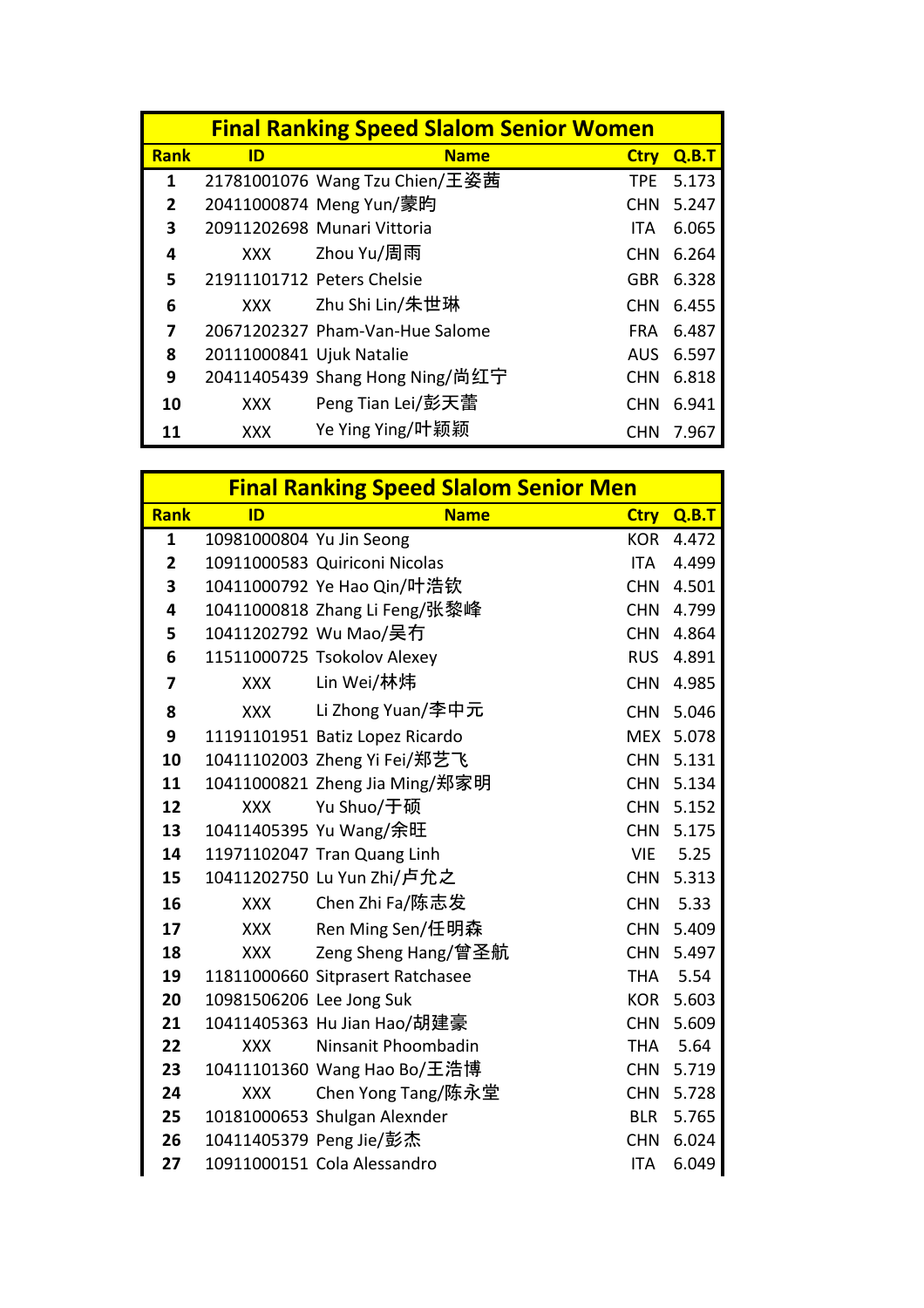## Final Ranking Speed Slalom Senior Women

| Rank | ID | Name | Ctry | Q.B.T |
|---|---|---|---|---|
| 1 | 21781001076 | Wang Tzu Chien/王姿茜 | TPE | 5.173 |
| 2 | 20411000874 | Meng Yun/蒙昀 | CHN | 5.247 |
| 3 | 20911202698 | Munari Vittoria | ITA | 6.065 |
| 4 | XXX | Zhou Yu/周雨 | CHN | 6.264 |
| 5 | 21911101712 | Peters Chelsie | GBR | 6.328 |
| 6 | XXX | Zhu Shi Lin/朱世琳 | CHN | 6.455 |
| 7 | 20671202327 | Pham-Van-Hue Salome | FRA | 6.487 |
| 8 | 20111000841 | Ujuk Natalie | AUS | 6.597 |
| 9 | 20411405439 | Shang Hong Ning/尚红宁 | CHN | 6.818 |
| 10 | XXX | Peng Tian Lei/彭天蕾 | CHN | 6.941 |
| 11 | XXX | Ye Ying Ying/叶颖颖 | CHN | 7.967 |

## Final Ranking Speed Slalom Senior Men

| Rank | ID | Name | Ctry | Q.B.T |
|---|---|---|---|---|
| 1 | 10981000804 | Yu Jin Seong | KOR | 4.472 |
| 2 | 10911000583 | Quiriconi Nicolas | ITA | 4.499 |
| 3 | 10411000792 | Ye Hao Qin/叶浩钦 | CHN | 4.501 |
| 4 | 10411000818 | Zhang Li Feng/张黎峰 | CHN | 4.799 |
| 5 | 10411202792 | Wu Mao/吴冇 | CHN | 4.864 |
| 6 | 11511000725 | Tsokolov Alexey | RUS | 4.891 |
| 7 | XXX | Lin Wei/林炜 | CHN | 4.985 |
| 8 | XXX | Li Zhong Yuan/李中元 | CHN | 5.046 |
| 9 | 11191101951 | Batiz Lopez Ricardo | MEX | 5.078 |
| 10 | 10411102003 | Zheng Yi Fei/郑艺飞 | CHN | 5.131 |
| 11 | 10411000821 | Zheng Jia Ming/郑家明 | CHN | 5.134 |
| 12 | XXX | Yu Shuo/于硕 | CHN | 5.152 |
| 13 | 10411405395 | Yu Wang/余旺 | CHN | 5.175 |
| 14 | 11971102047 | Tran Quang Linh | VIE | 5.25 |
| 15 | 10411202750 | Lu Yun Zhi/卢允之 | CHN | 5.313 |
| 16 | XXX | Chen Zhi Fa/陈志发 | CHN | 5.33 |
| 17 | XXX | Ren Ming Sen/任明森 | CHN | 5.409 |
| 18 | XXX | Zeng Sheng Hang/曾圣航 | CHN | 5.497 |
| 19 | 11811000660 | Sitprasert Ratchasee | THA | 5.54 |
| 20 | 10981506206 | Lee Jong Suk | KOR | 5.603 |
| 21 | 10411405363 | Hu Jian Hao/胡建豪 | CHN | 5.609 |
| 22 | XXX | Ninsanit Phoombadin | THA | 5.64 |
| 23 | 10411101360 | Wang Hao Bo/王浩博 | CHN | 5.719 |
| 24 | XXX | Chen Yong Tang/陈永堂 | CHN | 5.728 |
| 25 | 10181000653 | Shulgan Alexnder | BLR | 5.765 |
| 26 | 10411405379 | Peng Jie/彭杰 | CHN | 6.024 |
| 27 | 10911000151 | Cola Alessandro | ITA | 6.049 |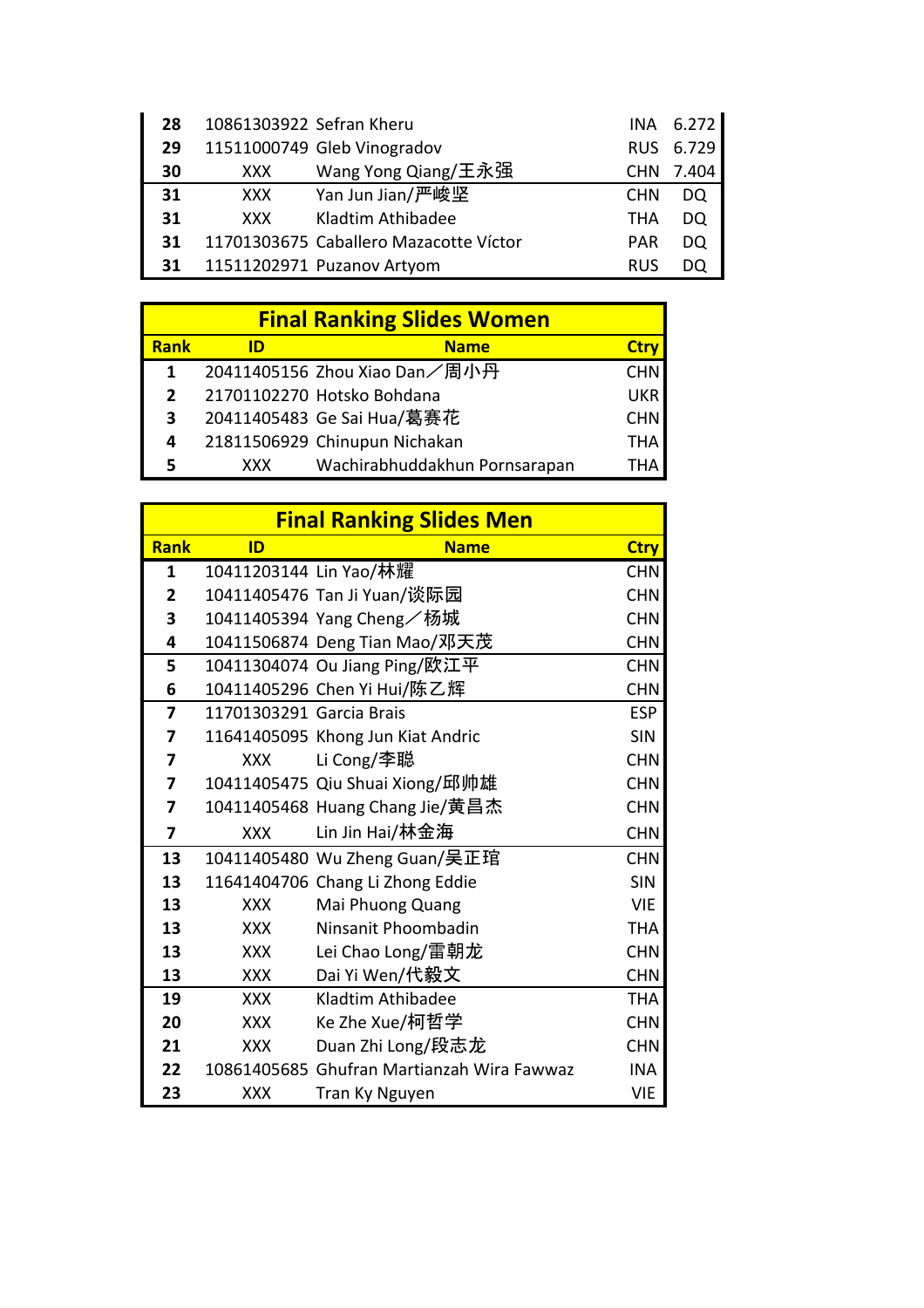| | | | | |
|---|---|---|---|---|
| 28 | 10861303922 | Sefran Kheru | INA | 6.272 |
| 29 | 11511000749 | Gleb Vinogradov | RUS | 6.729 |
| 30 | XXX | Wang Yong Qiang/王永强 | CHN | 7.404 |
| 31 | XXX | Yan Jun Jian/严峻坚 | CHN | DQ |
| 31 | XXX | Kladtim Athibadee | THA | DQ |
| 31 | 11701303675 | Caballero Mazacotte Víctor | PAR | DQ |
| 31 | 11511202971 | Puzanov Artyom | RUS | DQ |

## Final Ranking Slides Women

| Rank | ID | Name | Ctry |
|---|---|---|---|
| 1 | 20411405156 | Zhou Xiao Dan／周小丹 | CHN |
| 2 | 21701102270 | Hotsko Bohdana | UKR |
| 3 | 20411405483 | Ge Sai Hua/葛赛花 | CHN |
| 4 | 21811506929 | Chinupun Nichakan | THA |
| 5 | XXX | Wachirabhuddakhun Pornsarapan | THA |

## Final Ranking Slides Men

| Rank | ID | Name | Ctry |
|---|---|---|---|
| 1 | 10411203144 | Lin Yao/林耀 | CHN |
| 2 | 10411405476 | Tan Ji Yuan/谈际园 | CHN |
| 3 | 10411405394 | Yang Cheng／杨城 | CHN |
| 4 | 10411506874 | Deng Tian Mao/邓天茂 | CHN |
| 5 | 10411304074 | Ou Jiang Ping/欧江平 | CHN |
| 6 | 10411405296 | Chen Yi Hui/陈乙辉 | CHN |
| 7 | 11701303291 | Garcia Brais | ESP |
| 7 | 11641405095 | Khong Jun Kiat Andric | SIN |
| 7 | XXX | Li Cong/李聪 | CHN |
| 7 | 10411405475 | Qiu Shuai Xiong/邱帅雄 | CHN |
| 7 | 10411405468 | Huang Chang Jie/黄昌杰 | CHN |
| 7 | XXX | Lin Jin Hai/林金海 | CHN |
| 13 | 10411405480 | Wu Zheng Guan/吴正琯 | CHN |
| 13 | 11641404706 | Chang Li Zhong Eddie | SIN |
| 13 | XXX | Mai Phuong Quang | VIE |
| 13 | XXX | Ninsanit Phoombadin | THA |
| 13 | XXX | Lei Chao Long/雷朝龙 | CHN |
| 13 | XXX | Dai Yi Wen/代毅文 | CHN |
| 19 | XXX | Kladtim Athibadee | THA |
| 20 | XXX | Ke Zhe Xue/柯哲学 | CHN |
| 21 | XXX | Duan Zhi Long/段志龙 | CHN |
| 22 | 10861405685 | Ghufran Martianzah Wira Fawwaz | INA |
| 23 | XXX | Tran Ky Nguyen | VIE |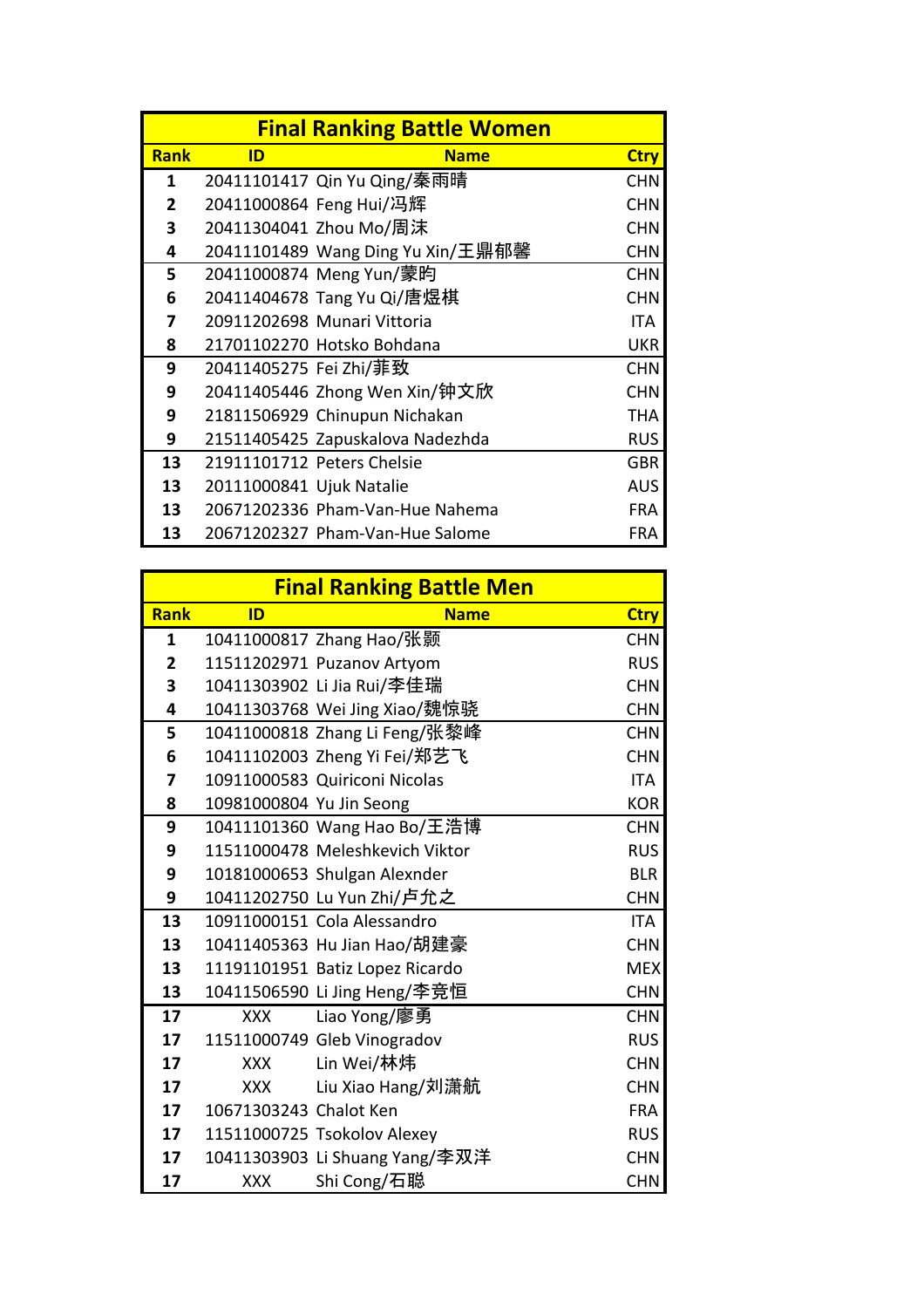## Final Ranking Battle Women

| Rank | ID | Name | Ctry |
|---|---|---|---|
| 1 | 20411101417 | Qin Yu Qing/秦雨晴 | CHN |
| 2 | 20411000864 | Feng Hui/冯辉 | CHN |
| 3 | 20411304041 | Zhou Mo/周沫 | CHN |
| 4 | 20411101489 | Wang Ding Yu Xin/王鼎郁馨 | CHN |
| 5 | 20411000874 | Meng Yun/蒙昀 | CHN |
| 6 | 20411404678 | Tang Yu Qi/唐煜棋 | CHN |
| 7 | 20911202698 | Munari Vittoria | ITA |
| 8 | 21701102270 | Hotsko Bohdana | UKR |
| 9 | 20411405275 | Fei Zhi/菲致 | CHN |
| 9 | 20411405446 | Zhong Wen Xin/钟文欣 | CHN |
| 9 | 21811506929 | Chinupun Nichakan | THA |
| 9 | 21511405425 | Zapuskalova Nadezhda | RUS |
| 13 | 21911101712 | Peters Chelsie | GBR |
| 13 | 20111000841 | Ujuk Natalie | AUS |
| 13 | 20671202336 | Pham-Van-Hue Nahema | FRA |
| 13 | 20671202327 | Pham-Van-Hue Salome | FRA |

## Final Ranking Battle Men

| Rank | ID | Name | Ctry |
|---|---|---|---|
| 1 | 10411000817 | Zhang Hao/张颢 | CHN |
| 2 | 11511202971 | Puzanov Artyom | RUS |
| 3 | 10411303902 | Li Jia Rui/李佳瑞 | CHN |
| 4 | 10411303768 | Wei Jing Xiao/魏惊骁 | CHN |
| 5 | 10411000818 | Zhang Li Feng/张黎峰 | CHN |
| 6 | 10411102003 | Zheng Yi Fei/郑艺飞 | CHN |
| 7 | 10911000583 | Quiriconi Nicolas | ITA |
| 8 | 10981000804 | Yu Jin Seong | KOR |
| 9 | 10411101360 | Wang Hao Bo/王浩博 | CHN |
| 9 | 11511000478 | Meleshkevich Viktor | RUS |
| 9 | 10181000653 | Shulgan Alexnder | BLR |
| 9 | 10411202750 | Lu Yun Zhi/卢允之 | CHN |
| 13 | 10911000151 | Cola Alessandro | ITA |
| 13 | 10411405363 | Hu Jian Hao/胡建豪 | CHN |
| 13 | 11191101951 | Batiz Lopez Ricardo | MEX |
| 13 | 10411506590 | Li Jing Heng/李竞恒 | CHN |
| 17 | XXX | Liao Yong/廖勇 | CHN |
| 17 | 11511000749 | Gleb Vinogradov | RUS |
| 17 | XXX | Lin Wei/林炜 | CHN |
| 17 | XXX | Liu Xiao Hang/刘潇航 | CHN |
| 17 | 10671303243 | Chalot Ken | FRA |
| 17 | 11511000725 | Tsokolov Alexey | RUS |
| 17 | 10411303903 | Li Shuang Yang/李双洋 | CHN |
| 17 | XXX | Shi Cong/石聪 | CHN |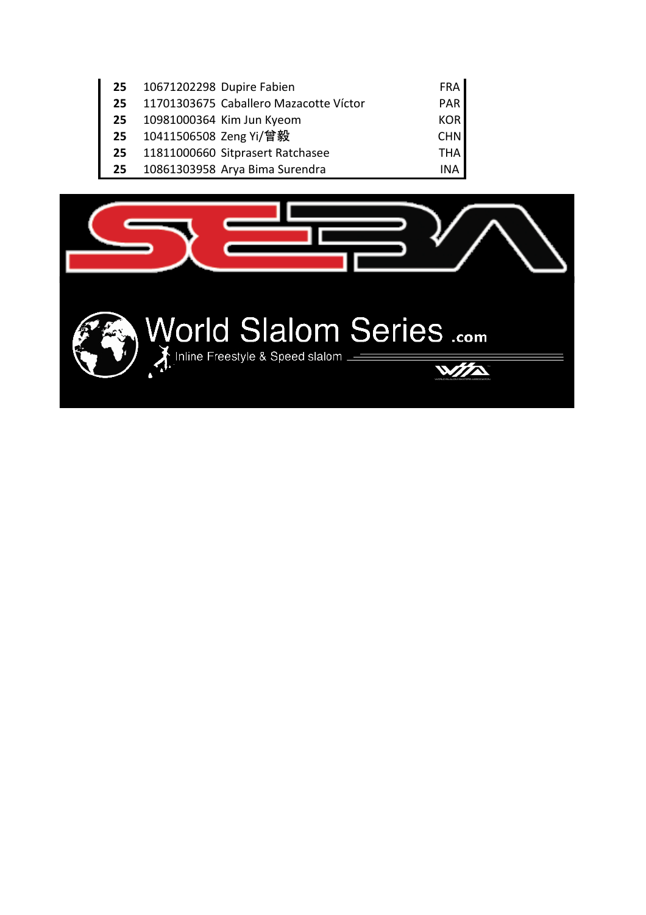| | | | |
|---|---|---|---|
| **25** | 10671202298 | Dupire Fabien | FRA |
| **25** | 11701303675 | Caballero Mazacotte Víctor | PAR |
| **25** | 10981000364 | Kim Jun Kyeom | KOR |
| **25** | 10411506508 | Zeng Yi/曾毅 | CHN |
| **25** | 11811000660 | Sitprasert Ratchasee | THA |
| **25** | 10861303958 | Arya Bima Surendra | INA |

SEBA

World Slalom Series .com

Inline Freestyle & Speed slalom